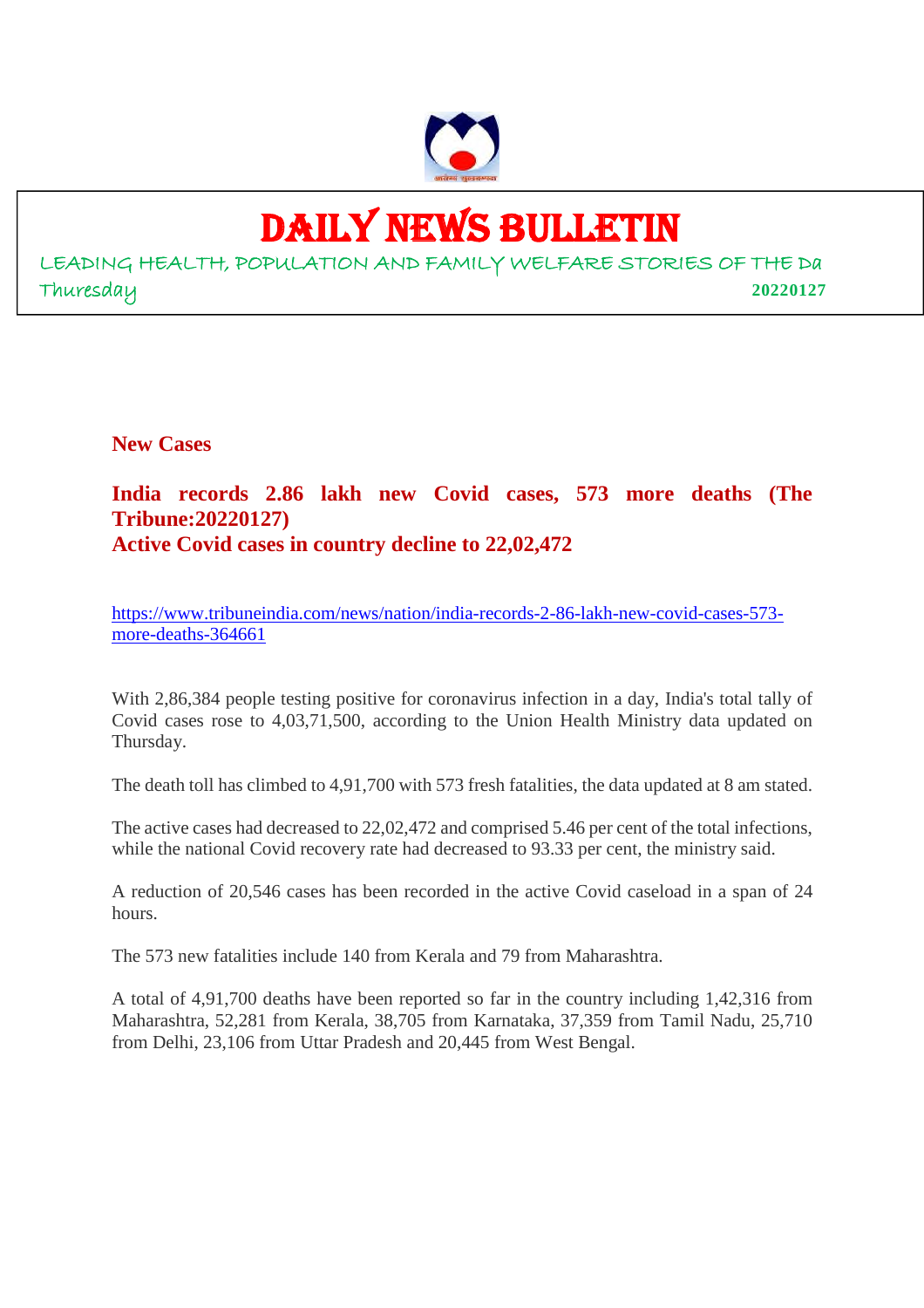# DAILY NEWS BULLETIN

LEADING HEALTH, POPULATION AND FAMILY WELFARE STORIES OF THE Da

Thursday **20220127**

## New Cases

### India records 2.86 lakh new Covid cases, 573 more deaths (The Tribune:20220127)

### Active Covid cases in country decline to 22,02,472

https://www.tribuneindia.com/news/nation/india-records-2-86-lakh-new-covid-cases-573-more-deaths-364661

With 2,86,384 people testing positive for coronavirus infection in a day, India's total tally of Covid cases rose to 4,03,71,500, according to the Union Health Ministry data updated on Thursday.

The death toll has climbed to 4,91,700 with 573 fresh fatalities, the data updated at 8 am stated.

The active cases had decreased to 22,02,472 and comprised 5.46 per cent of the total infections, while the national Covid recovery rate had decreased to 93.33 per cent, the ministry said.

A reduction of 20,546 cases has been recorded in the active Covid caseload in a span of 24 hours.

The 573 new fatalities include 140 from Kerala and 79 from Maharashtra.

A total of 4,91,700 deaths have been reported so far in the country including 1,42,316 from Maharashtra, 52,281 from Kerala, 38,705 from Karnataka, 37,359 from Tamil Nadu, 25,710 from Delhi, 23,106 from Uttar Pradesh and 20,445 from West Bengal.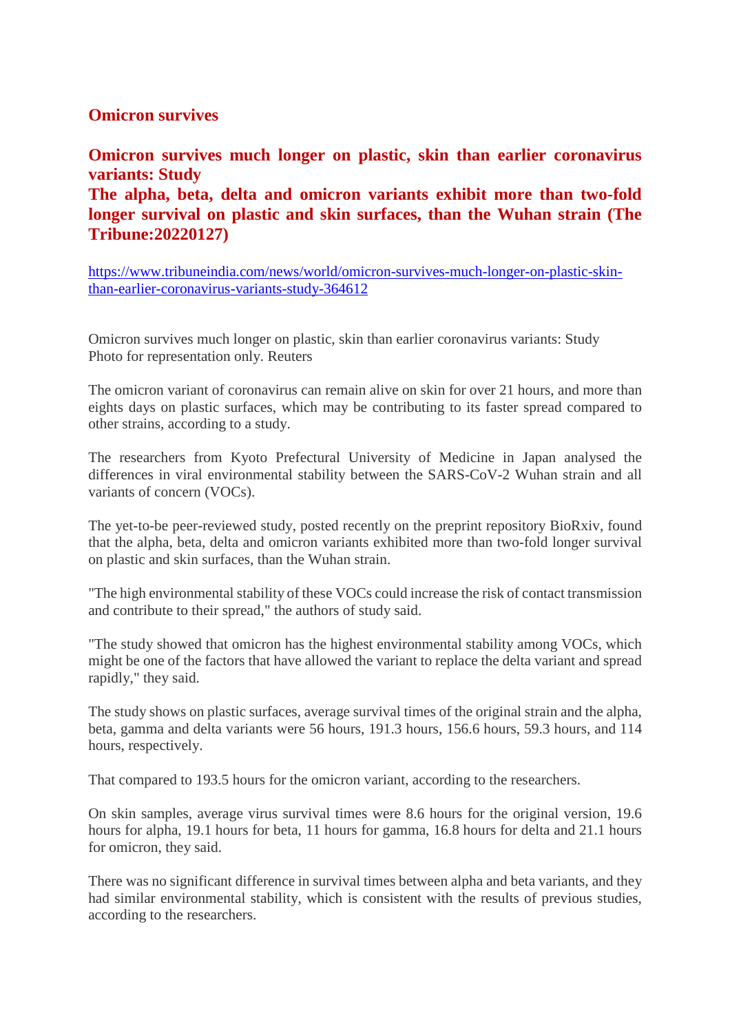## Omicron survives

## Omicron survives much longer on plastic, skin than earlier coronavirus variants: Study
## The alpha, beta, delta and omicron variants exhibit more than two-fold longer survival on plastic and skin surfaces, than the Wuhan strain (The Tribune:20220127)

https://www.tribuneindia.com/news/world/omicron-survives-much-longer-on-plastic-skin-than-earlier-coronavirus-variants-study-364612

Omicron survives much longer on plastic, skin than earlier coronavirus variants: Study
Photo for representation only. Reuters

The omicron variant of coronavirus can remain alive on skin for over 21 hours, and more than eights days on plastic surfaces, which may be contributing to its faster spread compared to other strains, according to a study.

The researchers from Kyoto Prefectural University of Medicine in Japan analysed the differences in viral environmental stability between the SARS-CoV-2 Wuhan strain and all variants of concern (VOCs).

The yet-to-be peer-reviewed study, posted recently on the preprint repository BioRxiv, found that the alpha, beta, delta and omicron variants exhibited more than two-fold longer survival on plastic and skin surfaces, than the Wuhan strain.

"The high environmental stability of these VOCs could increase the risk of contact transmission and contribute to their spread," the authors of study said.

"The study showed that omicron has the highest environmental stability among VOCs, which might be one of the factors that have allowed the variant to replace the delta variant and spread rapidly," they said.

The study shows on plastic surfaces, average survival times of the original strain and the alpha, beta, gamma and delta variants were 56 hours, 191.3 hours, 156.6 hours, 59.3 hours, and 114 hours, respectively.

That compared to 193.5 hours for the omicron variant, according to the researchers.

On skin samples, average virus survival times were 8.6 hours for the original version, 19.6 hours for alpha, 19.1 hours for beta, 11 hours for gamma, 16.8 hours for delta and 21.1 hours for omicron, they said.

There was no significant difference in survival times between alpha and beta variants, and they had similar environmental stability, which is consistent with the results of previous studies, according to the researchers.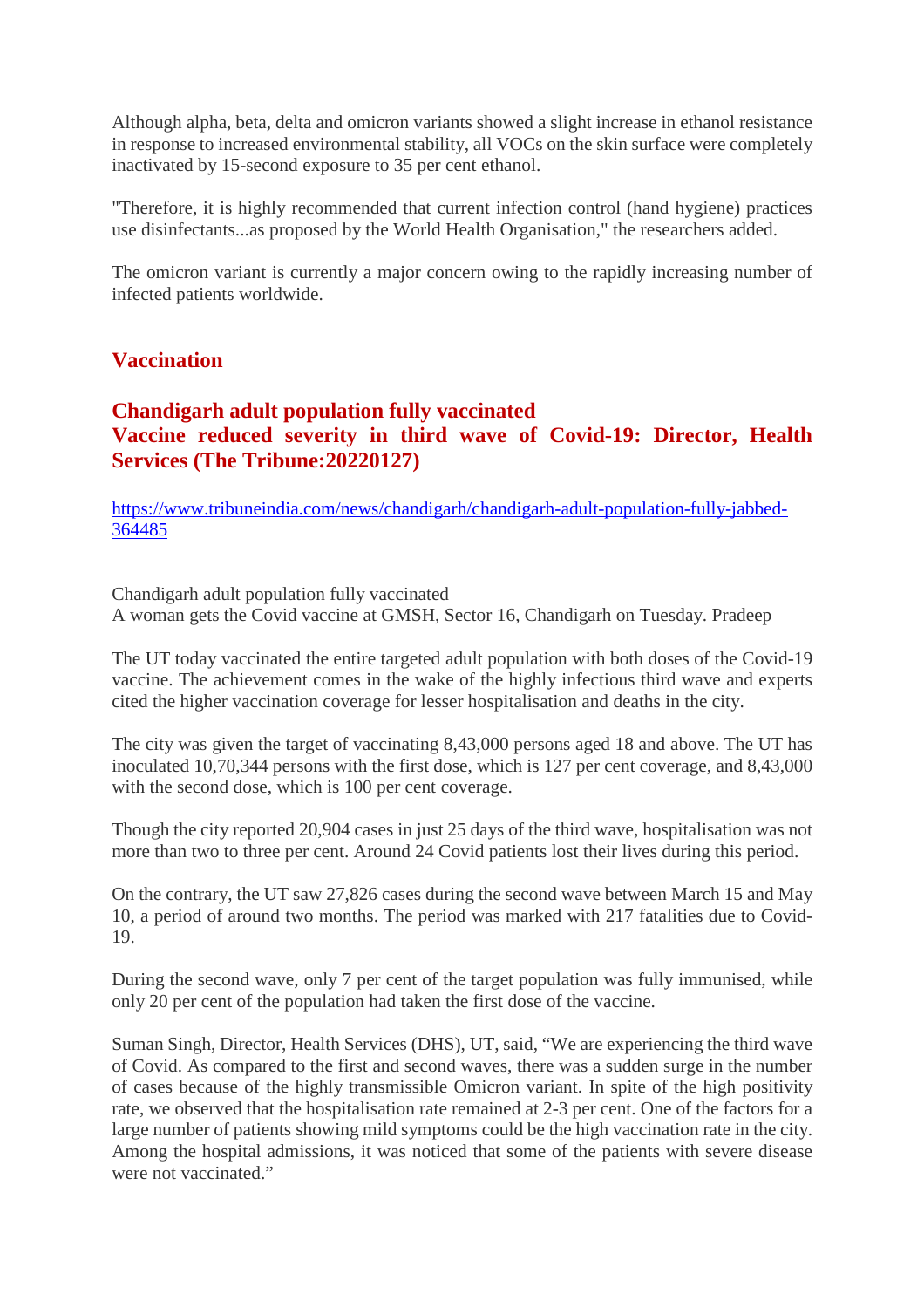Although alpha, beta, delta and omicron variants showed a slight increase in ethanol resistance in response to increased environmental stability, all VOCs on the skin surface were completely inactivated by 15-second exposure to 35 per cent ethanol.

"Therefore, it is highly recommended that current infection control (hand hygiene) practices use disinfectants...as proposed by the World Health Organisation," the researchers added.

The omicron variant is currently a major concern owing to the rapidly increasing number of infected patients worldwide.

## Vaccination

### Chandigarh adult population fully vaccinated
### Vaccine reduced severity in third wave of Covid-19: Director, Health Services (The Tribune:20220127)

https://www.tribuneindia.com/news/chandigarh/chandigarh-adult-population-fully-jabbed-364485

Chandigarh adult population fully vaccinated
A woman gets the Covid vaccine at GMSH, Sector 16, Chandigarh on Tuesday. Pradeep

The UT today vaccinated the entire targeted adult population with both doses of the Covid-19 vaccine. The achievement comes in the wake of the highly infectious third wave and experts cited the higher vaccination coverage for lesser hospitalisation and deaths in the city.

The city was given the target of vaccinating 8,43,000 persons aged 18 and above. The UT has inoculated 10,70,344 persons with the first dose, which is 127 per cent coverage, and 8,43,000 with the second dose, which is 100 per cent coverage.

Though the city reported 20,904 cases in just 25 days of the third wave, hospitalisation was not more than two to three per cent. Around 24 Covid patients lost their lives during this period.

On the contrary, the UT saw 27,826 cases during the second wave between March 15 and May 10, a period of around two months. The period was marked with 217 fatalities due to Covid-19.

During the second wave, only 7 per cent of the target population was fully immunised, while only 20 per cent of the population had taken the first dose of the vaccine.

Suman Singh, Director, Health Services (DHS), UT, said, "We are experiencing the third wave of Covid. As compared to the first and second waves, there was a sudden surge in the number of cases because of the highly transmissible Omicron variant. In spite of the high positivity rate, we observed that the hospitalisation rate remained at 2-3 per cent. One of the factors for a large number of patients showing mild symptoms could be the high vaccination rate in the city. Among the hospital admissions, it was noticed that some of the patients with severe disease were not vaccinated."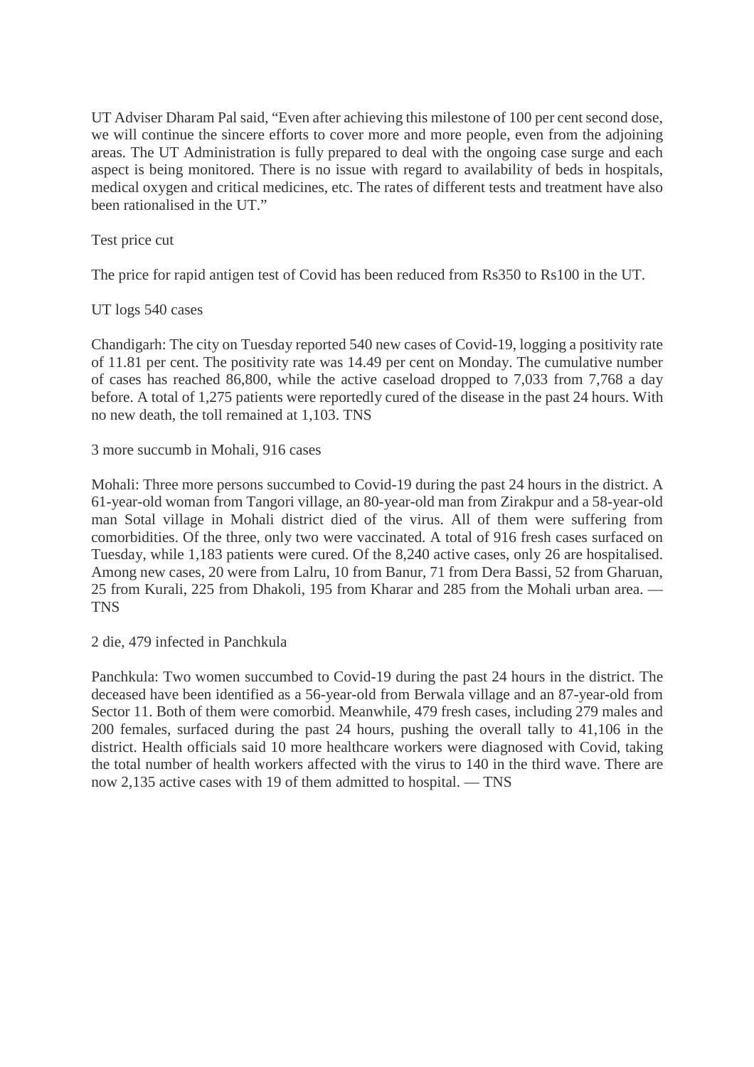UT Adviser Dharam Pal said, "Even after achieving this milestone of 100 per cent second dose, we will continue the sincere efforts to cover more and more people, even from the adjoining areas. The UT Administration is fully prepared to deal with the ongoing case surge and each aspect is being monitored. There is no issue with regard to availability of beds in hospitals, medical oxygen and critical medicines, etc. The rates of different tests and treatment have also been rationalised in the UT."

Test price cut

The price for rapid antigen test of Covid has been reduced from Rs350 to Rs100 in the UT.

UT logs 540 cases

Chandigarh: The city on Tuesday reported 540 new cases of Covid-19, logging a positivity rate of 11.81 per cent. The positivity rate was 14.49 per cent on Monday. The cumulative number of cases has reached 86,800, while the active caseload dropped to 7,033 from 7,768 a day before. A total of 1,275 patients were reportedly cured of the disease in the past 24 hours. With no new death, the toll remained at 1,103. TNS

3 more succumb in Mohali, 916 cases

Mohali: Three more persons succumbed to Covid-19 during the past 24 hours in the district. A 61-year-old woman from Tangori village, an 80-year-old man from Zirakpur and a 58-year-old man Sotal village in Mohali district died of the virus. All of them were suffering from comorbidities. Of the three, only two were vaccinated. A total of 916 fresh cases surfaced on Tuesday, while 1,183 patients were cured. Of the 8,240 active cases, only 26 are hospitalised. Among new cases, 20 were from Lalru, 10 from Banur, 71 from Dera Bassi, 52 from Gharuan, 25 from Kurali, 225 from Dhakoli, 195 from Kharar and 285 from the Mohali urban area. — TNS

2 die, 479 infected in Panchkula

Panchkula: Two women succumbed to Covid-19 during the past 24 hours in the district. The deceased have been identified as a 56-year-old from Berwala village and an 87-year-old from Sector 11. Both of them were comorbid. Meanwhile, 479 fresh cases, including 279 males and 200 females, surfaced during the past 24 hours, pushing the overall tally to 41,106 in the district. Health officials said 10 more healthcare workers were diagnosed with Covid, taking the total number of health workers affected with the virus to 140 in the third wave. There are now 2,135 active cases with 19 of them admitted to hospital. — TNS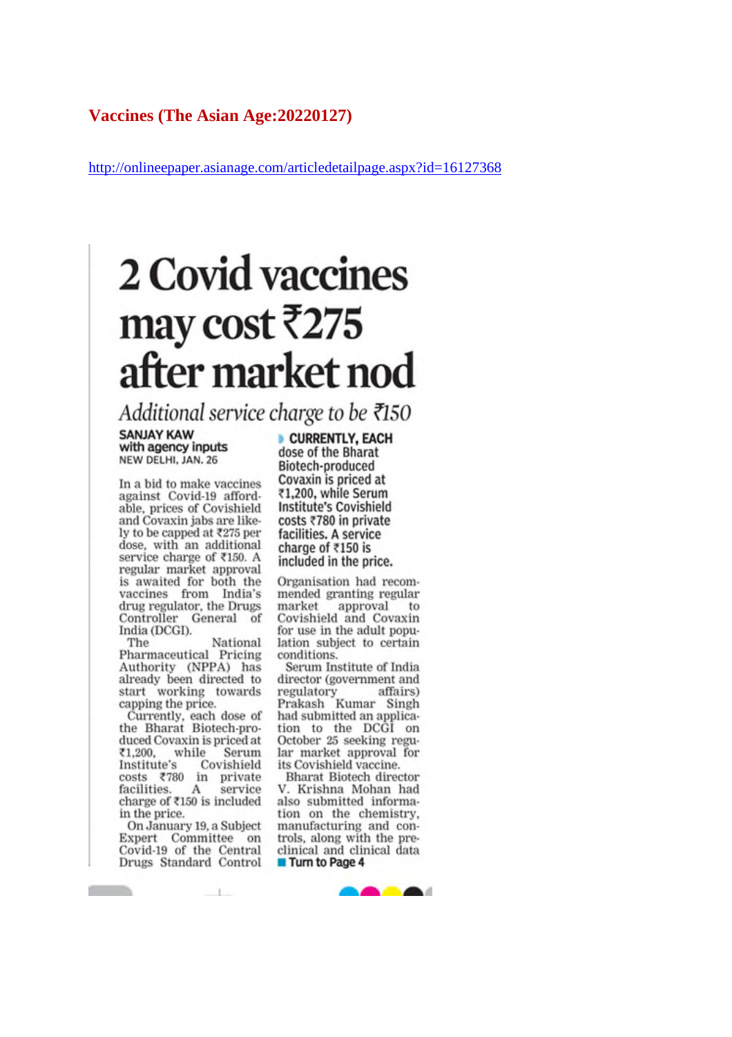# Vaccines (The Asian Age:20220127)

http://onlineepaper.asianage.com/articledetailpage.aspx?id=16127368

# 2 Covid vaccines may cost ₹275 after market nod

## *Additional service charge to be ₹150*

**SANJAY KAW**
**with agency inputs**
NEW DELHI, JAN. 26

In a bid to make vaccines against Covid-19 affordable, prices of Covishield and Covaxin jabs are likely to be capped at ₹275 per dose, with an additional service charge of ₹150. A regular market approval is awaited for both the vaccines from India's drug regulator, the Drugs Controller General of India (DCGI).

The National Pharmaceutical Pricing Authority (NPPA) has already been directed to start working towards capping the price.

Currently, each dose of the Bharat Biotech-produced Covaxin is priced at ₹1,200, while Serum Institute's Covishield costs ₹780 in private facilities. A service charge of ₹150 is included in the price.

On January 19, a Subject Expert Committee on Covid-19 of the Central Drugs Standard Control Organisation had recommended granting regular market approval to Covishield and Covaxin for use in the adult population subject to certain conditions.

**CURRENTLY, EACH dose of the Bharat Biotech-produced Covaxin is priced at ₹1,200, while Serum Institute's Covishield costs ₹780 in private facilities. A service charge of ₹150 is included in the price.**

Serum Institute of India director (government and regulatory affairs) Prakash Kumar Singh had submitted an application to the DCGI on October 25 seeking regular market approval for its Covishield vaccine.

Bharat Biotech director V. Krishna Mohan had also submitted information on the chemistry, manufacturing and controls, along with the pre-clinical and clinical data

**Turn to Page 4**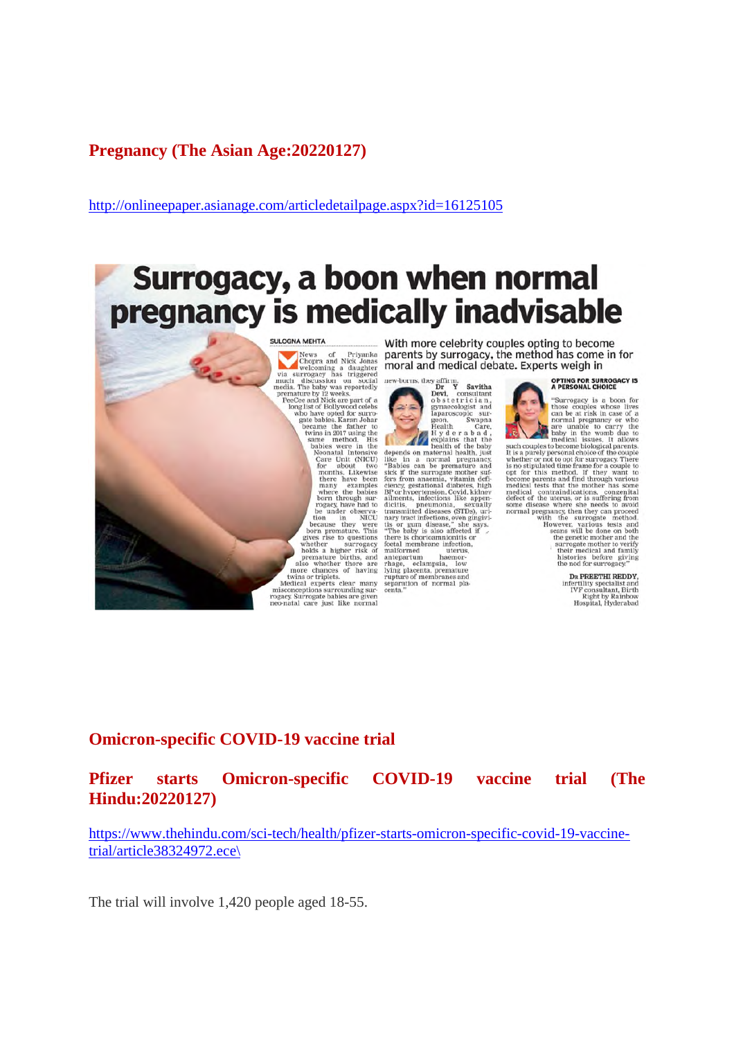## Pregnancy (The Asian Age:20220127)

http://onlineepaper.asianage.com/articledetailpage.aspx?id=16125105

# Surrogacy, a boon when normal pregnancy is medically inadvisable

SULOGNA MEHTA

**With more celebrity couples opting to become parents by surrogacy, the method has come in for moral and medical debate. Experts weigh in**

News of Priyanka Chopra and Nick Jonas welcoming a daughter via surrogacy has triggered much discussion on social media. The baby was reportedly premature by 12 weeks.

PeeCee and Nick are part of a long list of Bollywood celebs who have opted for surrogate babies. Karan Johar became the father to twins in 2017 using the same method. His babies were in the Neonatal Intensive Care Unit (NICU) for about two months. Likewise there have been many examples where the babies born through surrogacy, have had to be under observation in NICU because they were born premature. This gives rise to questions whether surrogacy holds a higher risk of premature births, and also whether there are more chances of having twins or triplets.

Medical experts clear many misconceptions surrounding surrogacy. Surrogate babies are given neo-natal care just like normal new-borns, they affirm.

**Dr Y Savitha Devi**, consultant obstetrician, gynaecologist and laparoscopic surgeon, Swapna Health Care, Hyderabad, explains that the health of the baby depends on maternal health, just like in a normal pregnancy. "Babies can be premature and sick if the surrogate mother suffers from anaemia, vitamin deficiency, gestational diabetes, high BP or hypertension, Covid, kidney ailments, infections like appendicitis, pneumonia, sexually transmitted diseases (STDs), urinary tract infections, even gingivitis or gum disease," she says. "The baby is also affected if there is chorioamnionitis or foetal membrane infection, malformed uterus, antepartum haemorrhage, eclampsia, low lying placenta, premature rupture of membranes and separation of normal placenta."

### OPTING FOR SURROGACY IS A PERSONAL CHOICE

"Surrogacy is a boon for those couples whose lives can be at risk in case of a normal pregnancy or who are unable to carry the baby in the womb due to medical issues. It allows such couples to become biological parents. It is a purely personal choice of the couple whether or not to opt for surrogacy. There is no stipulated time frame for a couple to opt for this method. If they want to become parents and find through various medical tests that the mother has some medical contraindications, congenital defect of the uterus, or is suffering from some disease where she needs to avoid normal pregnancy, then they can proceed with the surrogate method. However, various tests and scans will be done on both the genetic mother and the surrogate mother to verify their medical and family histories before giving the nod for surrogacy."

**Dr PREETHI REDDY**, infertility specialist and IVF consultant, Birth Right by Rainbow Hospital, Hyderabad

## Omicron-specific COVID-19 vaccine trial

## Pfizer starts Omicron-specific COVID-19 vaccine trial (The Hindu:20220127)

https://www.thehindu.com/sci-tech/health/pfizer-starts-omicron-specific-covid-19-vaccine-trial/article38324972.ece\

The trial will involve 1,420 people aged 18-55.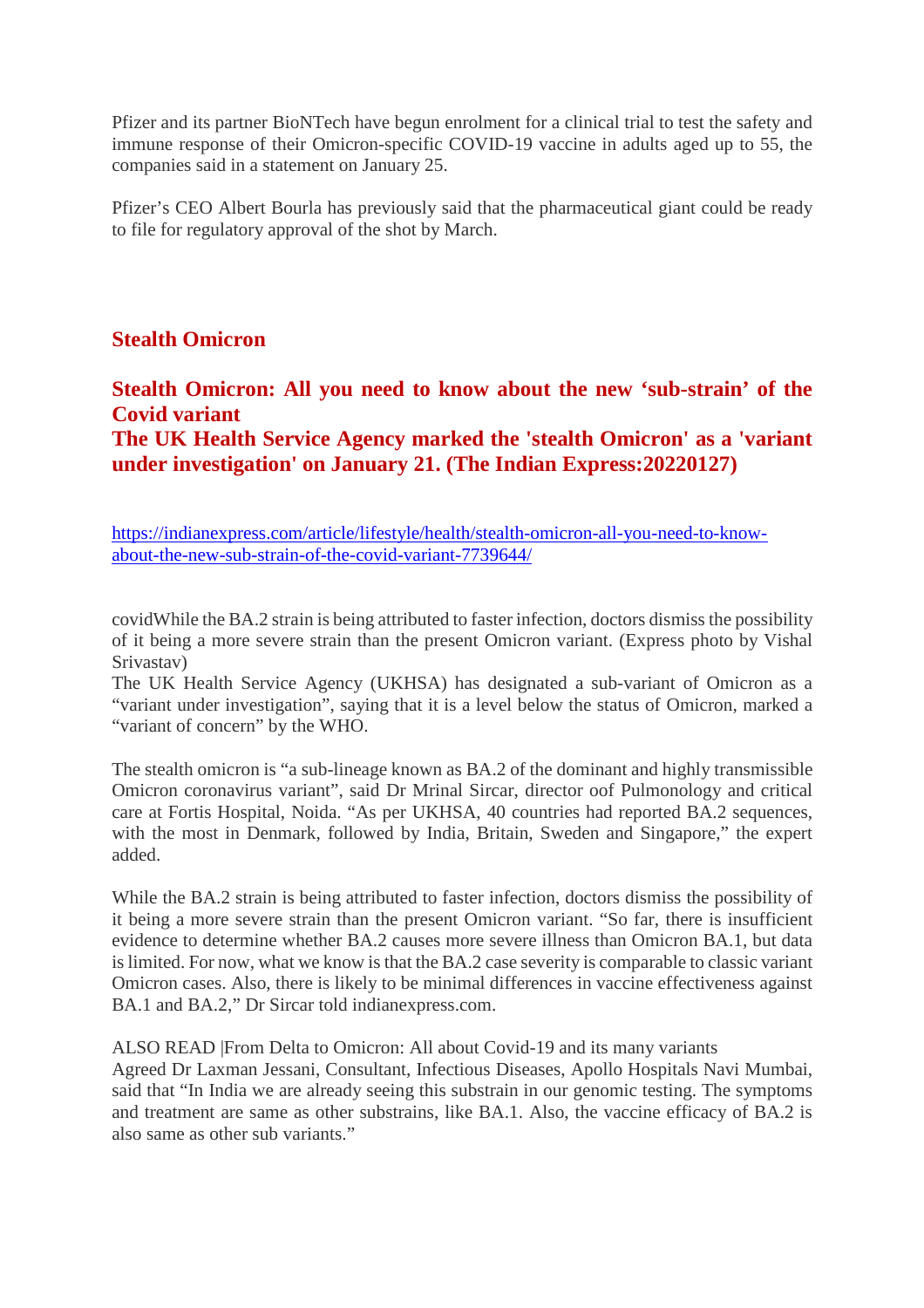Pfizer and its partner BioNTech have begun enrolment for a clinical trial to test the safety and immune response of their Omicron-specific COVID-19 vaccine in adults aged up to 55, the companies said in a statement on January 25.

Pfizer's CEO Albert Bourla has previously said that the pharmaceutical giant could be ready to file for regulatory approval of the shot by March.

## Stealth Omicron

### Stealth Omicron: All you need to know about the new 'sub-strain' of the Covid variant
### The UK Health Service Agency marked the 'stealth Omicron' as a 'variant under investigation' on January 21. (The Indian Express:20220127)

https://indianexpress.com/article/lifestyle/health/stealth-omicron-all-you-need-to-know-about-the-new-sub-strain-of-the-covid-variant-7739644/

covidWhile the BA.2 strain is being attributed to faster infection, doctors dismiss the possibility of it being a more severe strain than the present Omicron variant. (Express photo by Vishal Srivastav)
The UK Health Service Agency (UKHSA) has designated a sub-variant of Omicron as a "variant under investigation", saying that it is a level below the status of Omicron, marked a "variant of concern" by the WHO.

The stealth omicron is "a sub-lineage known as BA.2 of the dominant and highly transmissible Omicron coronavirus variant", said Dr Mrinal Sircar, director oof Pulmonology and critical care at Fortis Hospital, Noida. "As per UKHSA, 40 countries had reported BA.2 sequences, with the most in Denmark, followed by India, Britain, Sweden and Singapore," the expert added.

While the BA.2 strain is being attributed to faster infection, doctors dismiss the possibility of it being a more severe strain than the present Omicron variant. "So far, there is insufficient evidence to determine whether BA.2 causes more severe illness than Omicron BA.1, but data is limited. For now, what we know is that the BA.2 case severity is comparable to classic variant Omicron cases. Also, there is likely to be minimal differences in vaccine effectiveness against BA.1 and BA.2," Dr Sircar told indianexpress.com.

ALSO READ |From Delta to Omicron: All about Covid-19 and its many variants
Agreed Dr Laxman Jessani, Consultant, Infectious Diseases, Apollo Hospitals Navi Mumbai, said that "In India we are already seeing this substrain in our genomic testing. The symptoms and treatment are same as other substrains, like BA.1. Also, the vaccine efficacy of BA.2 is also same as other sub variants."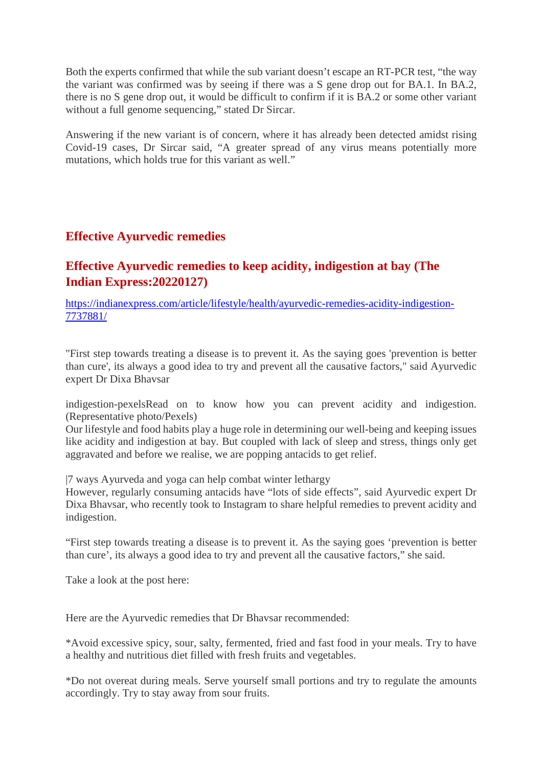Both the experts confirmed that while the sub variant doesn't escape an RT-PCR test, "the way the variant was confirmed was by seeing if there was a S gene drop out for BA.1. In BA.2, there is no S gene drop out, it would be difficult to confirm if it is BA.2 or some other variant without a full genome sequencing," stated Dr Sircar.

Answering if the new variant is of concern, where it has already been detected amidst rising Covid-19 cases, Dr Sircar said, "A greater spread of any virus means potentially more mutations, which holds true for this variant as well."

## Effective Ayurvedic remedies

### Effective Ayurvedic remedies to keep acidity, indigestion at bay (The Indian Express:20220127)

https://indianexpress.com/article/lifestyle/health/ayurvedic-remedies-acidity-indigestion-7737881/

"First step towards treating a disease is to prevent it. As the saying goes 'prevention is better than cure', its always a good idea to try and prevent all the causative factors," said Ayurvedic expert Dr Dixa Bhavsar

indigestion-pexelsRead on to know how you can prevent acidity and indigestion. (Representative photo/Pexels)
Our lifestyle and food habits play a huge role in determining our well-being and keeping issues like acidity and indigestion at bay. But coupled with lack of sleep and stress, things only get aggravated and before we realise, we are popping antacids to get relief.

|7 ways Ayurveda and yoga can help combat winter lethargy
However, regularly consuming antacids have "lots of side effects", said Ayurvedic expert Dr Dixa Bhavsar, who recently took to Instagram to share helpful remedies to prevent acidity and indigestion.

"First step towards treating a disease is to prevent it. As the saying goes 'prevention is better than cure', its always a good idea to try and prevent all the causative factors," she said.

Take a look at the post here:

Here are the Ayurvedic remedies that Dr Bhavsar recommended:

*Avoid excessive spicy, sour, salty, fermented, fried and fast food in your meals. Try to have a healthy and nutritious diet filled with fresh fruits and vegetables.

*Do not overeat during meals. Serve yourself small portions and try to regulate the amounts accordingly. Try to stay away from sour fruits.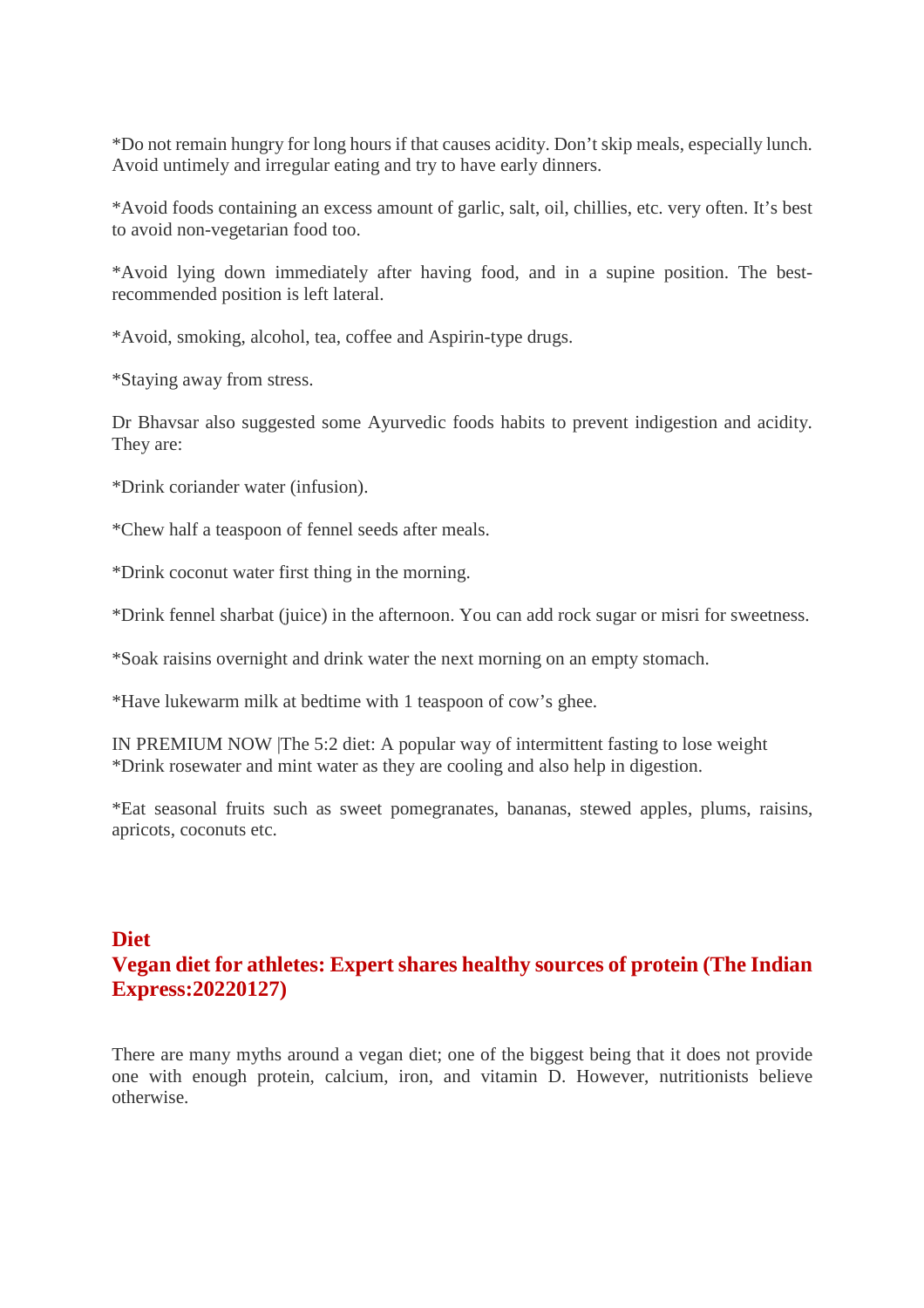*Do not remain hungry for long hours if that causes acidity. Don't skip meals, especially lunch. Avoid untimely and irregular eating and try to have early dinners.

*Avoid foods containing an excess amount of garlic, salt, oil, chillies, etc. very often. It's best to avoid non-vegetarian food too.

*Avoid lying down immediately after having food, and in a supine position. The best-recommended position is left lateral.

*Avoid, smoking, alcohol, tea, coffee and Aspirin-type drugs.

*Staying away from stress.

Dr Bhavsar also suggested some Ayurvedic foods habits to prevent indigestion and acidity. They are:

*Drink coriander water (infusion).

*Chew half a teaspoon of fennel seeds after meals.

*Drink coconut water first thing in the morning.

*Drink fennel sharbat (juice) in the afternoon. You can add rock sugar or misri for sweetness.

*Soak raisins overnight and drink water the next morning on an empty stomach.

*Have lukewarm milk at bedtime with 1 teaspoon of cow's ghee.

IN PREMIUM NOW |The 5:2 diet: A popular way of intermittent fasting to lose weight
*Drink rosewater and mint water as they are cooling and also help in digestion.

*Eat seasonal fruits such as sweet pomegranates, bananas, stewed apples, plums, raisins, apricots, coconuts etc.

## Diet

## Vegan diet for athletes: Expert shares healthy sources of protein (The Indian Express:20220127)

There are many myths around a vegan diet; one of the biggest being that it does not provide one with enough protein, calcium, iron, and vitamin D. However, nutritionists believe otherwise.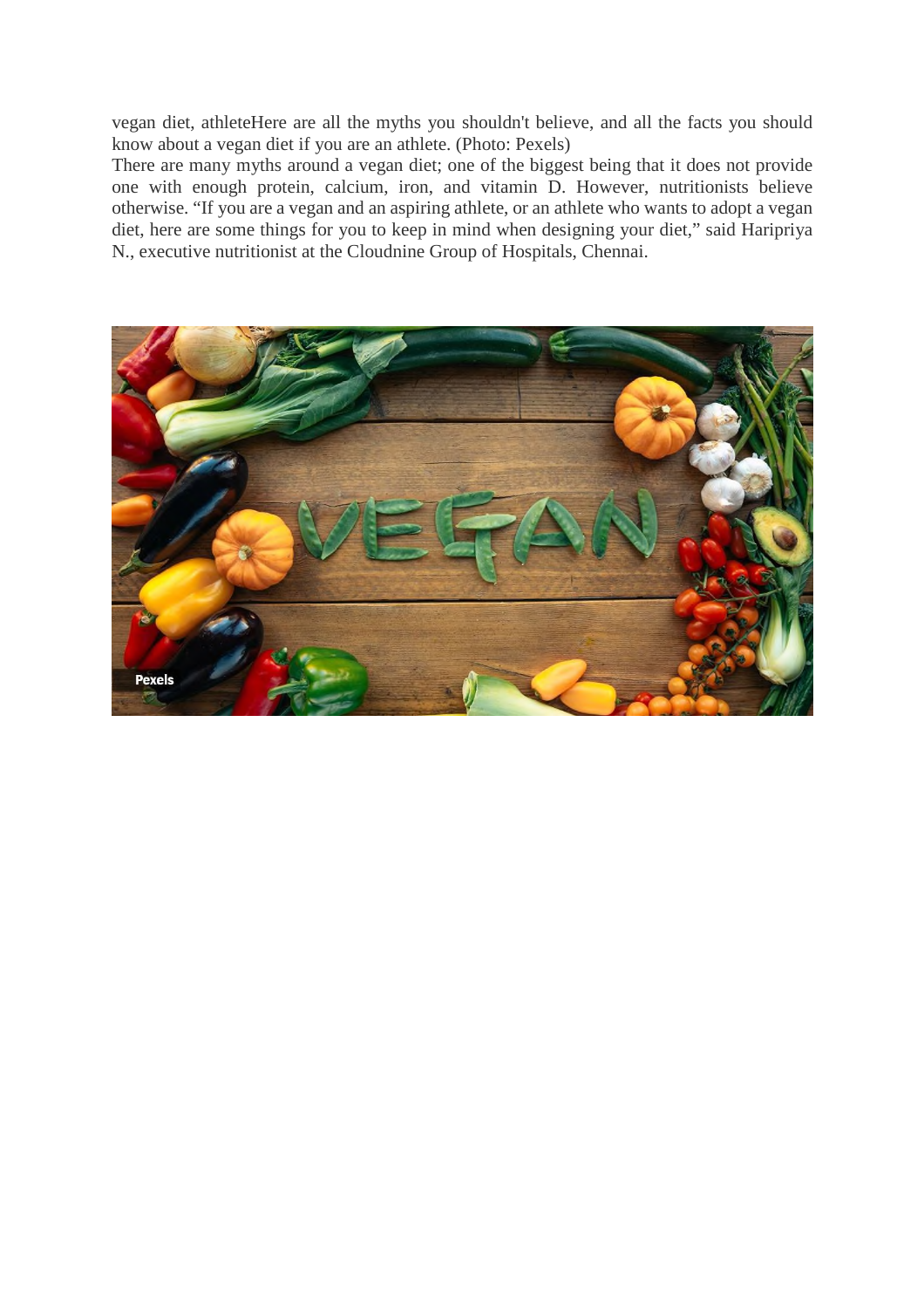vegan diet, athleteHere are all the myths you shouldn't believe, and all the facts you should know about a vegan diet if you are an athlete. (Photo: Pexels)

There are many myths around a vegan diet; one of the biggest being that it does not provide one with enough protein, calcium, iron, and vitamin D. However, nutritionists believe otherwise. “If you are a vegan and an aspiring athlete, or an athlete who wants to adopt a vegan diet, here are some things for you to keep in mind when designing your diet,” said Haripriya N., executive nutritionist at the Cloudnine Group of Hospitals, Chennai.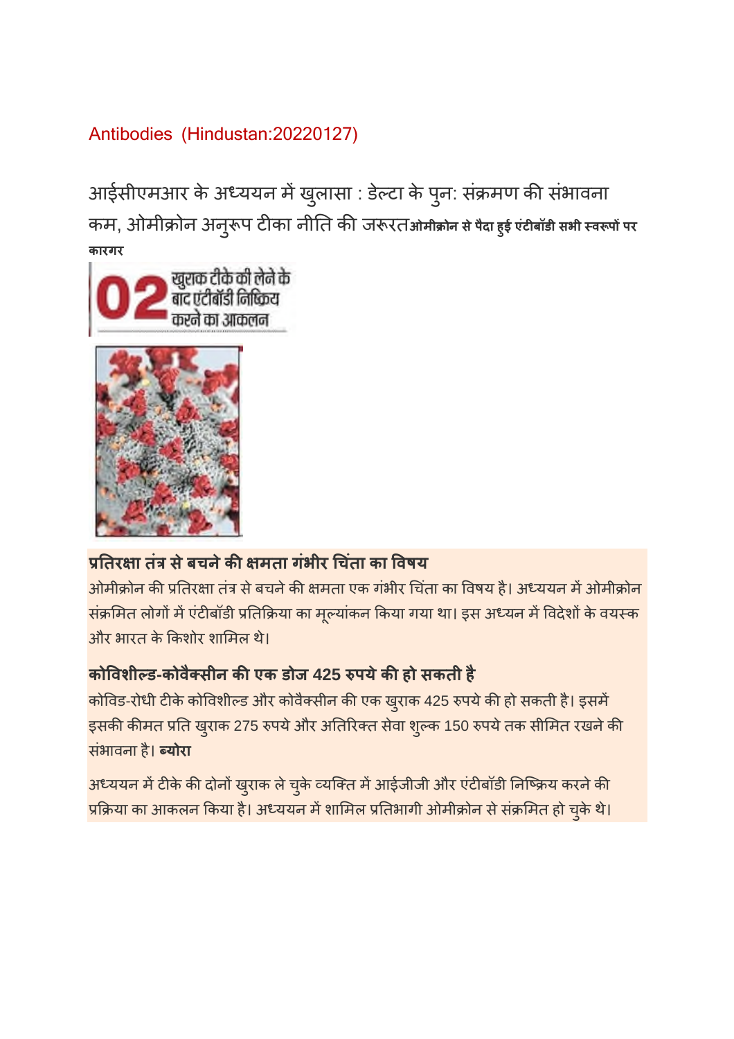Antibodies (Hindustan:20220127)

# आईसीएमआर के अध्ययन में खुलासा : डेल्टा के पुन: संक्रमण की संभावना कम, ओमीक्रोन अनुरूप टीका नीति की जरूरत**ओमीक्रोन से पैदा हुई एंटीबॉडी सभी स्वरूपों पर कारगर**

02 खुराक टीके की लेने के बाद एंटीबॉडी निष्क्रिय करने का आकलन

**प्रतिरक्षा तंत्र से बचने की क्षमता गंभीर चिंता का विषय**

ओमीक्रोन की प्रतिरक्षा तंत्र से बचने की क्षमता एक गंभीर चिंता का विषय है। अध्ययन में ओमीक्रोन संक्रमित लोगों में एंटीबॉडी प्रतिक्रिया का मूल्यांकन किया गया था। इस अध्यन में विदेशों के वयस्क और भारत के किशोर शामिल थे।

**कोविशील्ड-कोवैक्सीन की एक डोज 425 रुपये की हो सकती है**

कोविड-रोधी टीके कोविशील्ड और कोवैक्सीन की एक खुराक 425 रुपये की हो सकती है। इसमें इसकी कीमत प्रति खुराक 275 रुपये और अतिरिक्त सेवा शुल्क 150 रुपये तक सीमित रखने की संभावना है। **ब्योरा**

अध्ययन में टीके की दोनों खुराक ले चुके व्यक्ति में आईजीजी और एंटीबॉडी निष्क्रिय करने की प्रक्रिया का आकलन किया है। अध्ययन में शामिल प्रतिभागी ओमीक्रोन से संक्रमित हो चुके थे।